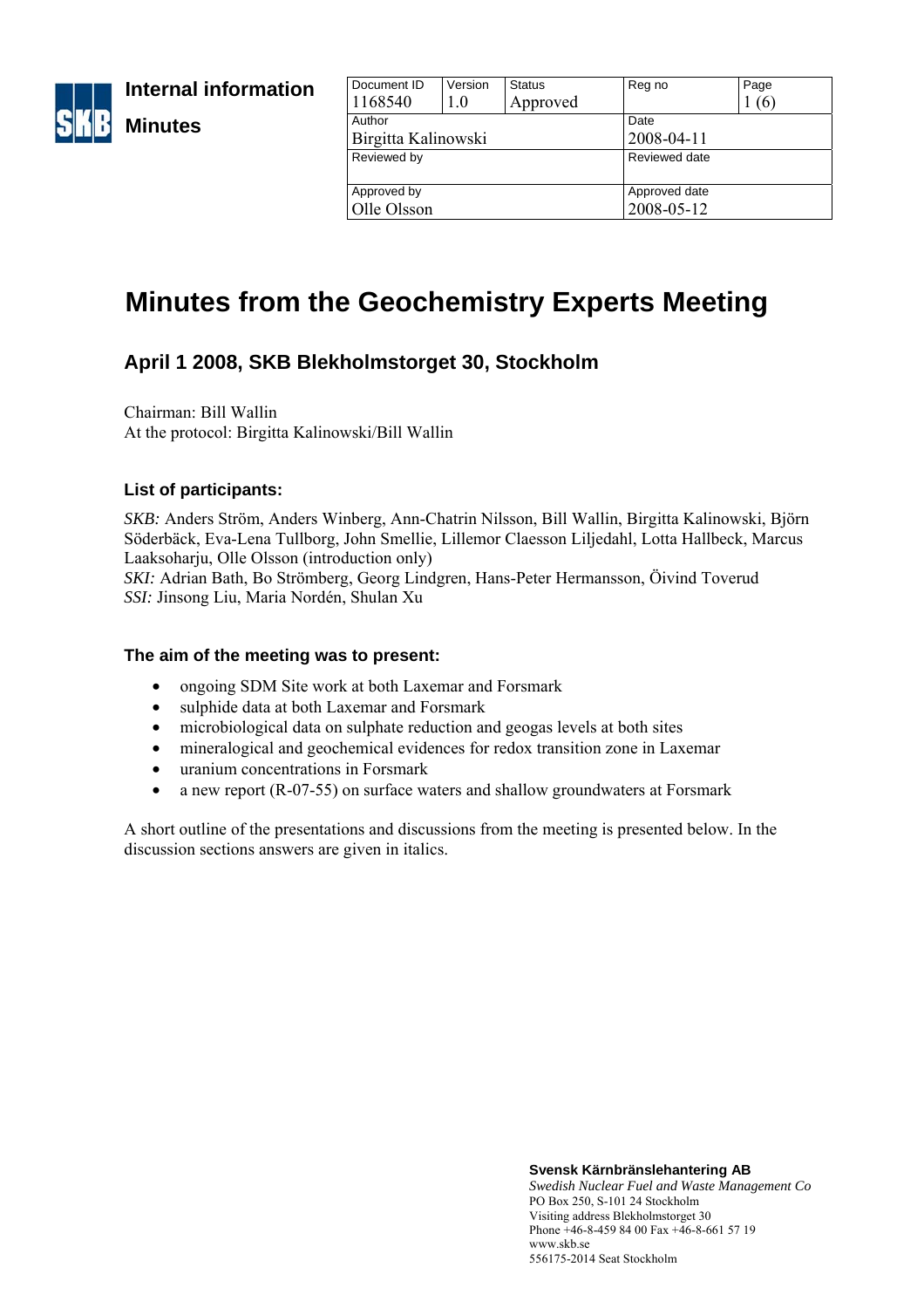**Internal information**

**Minutes**

| Document ID | Version | Status | Reg no | Page |
|---|---|---|---|---|
| 1168540 | 1.0 | Approved | | 1 (6) |
| Author | | | Date | |
| Birgitta Kalinowski | | | 2008-04-11 | |
| Reviewed by | | | Reviewed date | |
| | | | | |
| Approved by | | | Approved date | |
| Olle Olsson | | | 2008-05-12 | |

# Minutes from the Geochemistry Experts Meeting

## April 1 2008, SKB Blekholmstorget 30, Stockholm

Chairman: Bill Wallin
At the protocol: Birgitta Kalinowski/Bill Wallin

### List of participants:

*SKB:* Anders Ström, Anders Winberg, Ann-Chatrin Nilsson, Bill Wallin, Birgitta Kalinowski, Björn Söderbäck, Eva-Lena Tullborg, John Smellie, Lillemor Claesson Liljedahl, Lotta Hallbeck, Marcus Laaksoharju, Olle Olsson (introduction only)
*SKI:* Adrian Bath, Bo Strömberg, Georg Lindgren, Hans-Peter Hermansson, Öivind Toverud
*SSI:* Jinsong Liu, Maria Nordén, Shulan Xu

### The aim of the meeting was to present:

- ongoing SDM Site work at both Laxemar and Forsmark
- sulphide data at both Laxemar and Forsmark
- microbiological data on sulphate reduction and geogas levels at both sites
- mineralogical and geochemical evidences for redox transition zone in Laxemar
- uranium concentrations in Forsmark
- a new report (R-07-55) on surface waters and shallow groundwaters at Forsmark

A short outline of the presentations and discussions from the meeting is presented below. In the discussion sections answers are given in italics.

**Svensk Kärnbränslehantering AB**
*Swedish Nuclear Fuel and Waste Management Co*
PO Box 250, S-101 24 Stockholm
Visiting address Blekholmstorget 30
Phone +46-8-459 84 00 Fax +46-8-661 57 19
www.skb.se
556175-2014 Seat Stockholm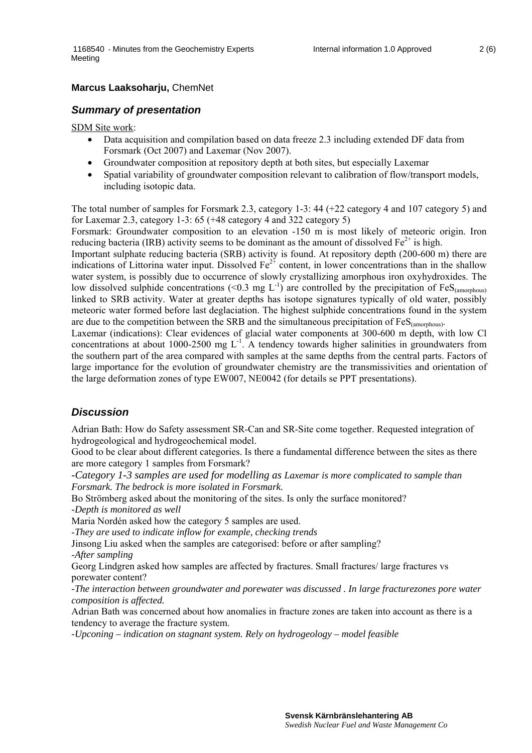**Marcus Laaksoharju,** ChemNet

## *Summary of presentation*

SDM Site work:

- Data acquisition and compilation based on data freeze 2.3 including extended DF data from Forsmark (Oct 2007) and Laxemar (Nov 2007).
- Groundwater composition at repository depth at both sites, but especially Laxemar
- Spatial variability of groundwater composition relevant to calibration of flow/transport models, including isotopic data.

The total number of samples for Forsmark 2.3, category 1-3: 44 (+22 category 4 and 107 category 5) and for Laxemar 2.3, category 1-3: 65 (+48 category 4 and 322 category 5)

Forsmark: Groundwater composition to an elevation -150 m is most likely of meteoric origin. Iron reducing bacteria (IRB) activity seems to be dominant as the amount of dissolved $Fe^{2+}$ is high.

Important sulphate reducing bacteria (SRB) activity is found. At repository depth (200-600 m) there are indications of Littorina water input. Dissolved $Fe^{2+}$ content, in lower concentrations than in the shallow water system, is possibly due to occurrence of slowly crystallizing amorphous iron oxyhydroxides. The low dissolved sulphide concentrations (<0.3 mg $L^{-1}$) are controlled by the precipitation of $FeS_{(amorphous)}$ linked to SRB activity. Water at greater depths has isotope signatures typically of old water, possibly meteoric water formed before last deglaciation. The highest sulphide concentrations found in the system are due to the competition between the SRB and the simultaneous precipitation of $FeS_{(amorphous)}$.

Laxemar (indications): Clear evidences of glacial water components at 300-600 m depth, with low Cl concentrations at about 1000-2500 mg $L^{-1}$. A tendency towards higher salinities in groundwaters from the southern part of the area compared with samples at the same depths from the central parts. Factors of large importance for the evolution of groundwater chemistry are the transmissivities and orientation of the large deformation zones of type EW007, NE0042 (for details se PPT presentations).

## *Discussion*

Adrian Bath: How do Safety assessment SR-Can and SR-Site come together. Requested integration of hydrogeological and hydrogeochemical model.

Good to be clear about different categories. Is there a fundamental difference between the sites as there are more category 1 samples from Forsmark?

*-Category 1-3 samples are used for modelling as Laxemar is more complicated to sample than Forsmark. The bedrock is more isolated in Forsmark.*

Bo Strömberg asked about the monitoring of the sites. Is only the surface monitored?

*-Depth is monitored as well*

Maria Nordén asked how the category 5 samples are used.

*-They are used to indicate inflow for example, checking trends*

Jinsong Liu asked when the samples are categorised: before or after sampling?

*-After sampling*

Georg Lindgren asked how samples are affected by fractures. Small fractures/ large fractures vs porewater content?

*-The interaction between groundwater and porewater was discussed . In large fracturezones pore water composition is affected.*

Adrian Bath was concerned about how anomalies in fracture zones are taken into account as there is a tendency to average the fracture system.

*-Upconing – indication on stagnant system. Rely on hydrogeology – model feasible*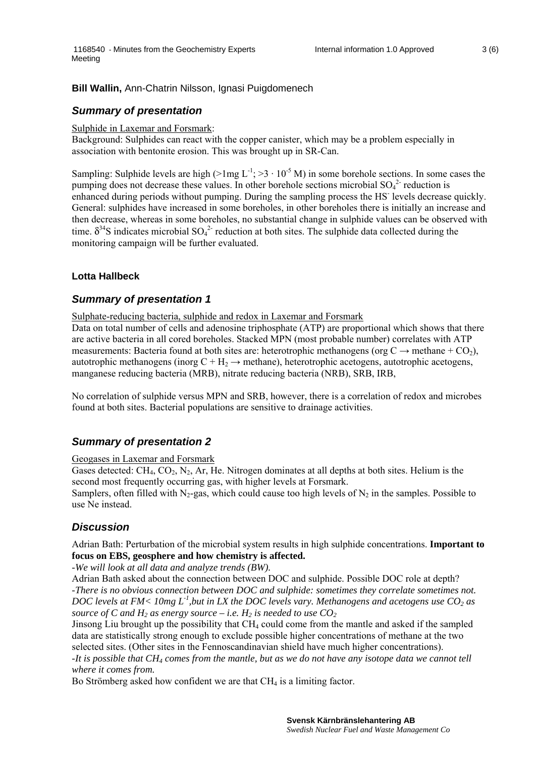**Bill Wallin,** Ann-Chatrin Nilsson, Ignasi Puigdomenech

## *Summary of presentation*

Sulphide in Laxemar and Forsmark:
Background: Sulphides can react with the copper canister, which may be a problem especially in association with bentonite erosion. This was brought up in SR-Can.

Sampling: Sulphide levels are high (>1mg $L^{-1}$; >3 · $10^{-5}$ M) in some borehole sections. In some cases the pumping does not decrease these values. In other borehole sections microbial $SO_4^{2-}$ reduction is enhanced during periods without pumping. During the sampling process the $HS^-$ levels decrease quickly. General: sulphides have increased in some boreholes, in other boreholes there is initially an increase and then decrease, whereas in some boreholes, no substantial change in sulphide values can be observed with time. $\delta^{34}S$ indicates microbial $SO_4^{2-}$ reduction at both sites. The sulphide data collected during the monitoring campaign will be further evaluated.

### Lotta Hallbeck

## *Summary of presentation 1*

Sulphate-reducing bacteria, sulphide and redox in Laxemar and Forsmark
Data on total number of cells and adenosine triphosphate (ATP) are proportional which shows that there are active bacteria in all cored boreholes. Stacked MPN (most probable number) correlates with ATP measurements: Bacteria found at both sites are: heterotrophic methanogens (org C → methane + $CO_2$), autotrophic methanogens (inorg C + $H_2$ → methane), heterotrophic acetogens, autotrophic acetogens, manganese reducing bacteria (MRB), nitrate reducing bacteria (NRB), SRB, IRB,

No correlation of sulphide versus MPN and SRB, however, there is a correlation of redox and microbes found at both sites. Bacterial populations are sensitive to drainage activities.

## *Summary of presentation 2*

Geogases in Laxemar and Forsmark
Gases detected: $CH_4$, $CO_2$, $N_2$, Ar, He. Nitrogen dominates at all depths at both sites. Helium is the second most frequently occurring gas, with higher levels at Forsmark.
Samplers, often filled with $N_2$-gas, which could cause too high levels of $N_2$ in the samples. Possible to use Ne instead.

## *Discussion*

Adrian Bath: Perturbation of the microbial system results in high sulphide concentrations. **Important to focus on EBS, geosphere and how chemistry is affected.**
*-We will look at all data and analyze trends (BW).*
Adrian Bath asked about the connection between DOC and sulphide. Possible DOC role at depth?
*-There is no obvious connection between DOC and sulphide: sometimes they correlate sometimes not. DOC levels at FM< 10mg $L^{-1}$,but in LX the DOC levels vary. Methanogens and acetogens use $CO_2$ as source of C and $H_2$ as energy source – i.e. $H_2$ is needed to use $CO_2$*
Jinsong Liu brought up the possibility that $CH_4$ could come from the mantle and asked if the sampled data are statistically strong enough to exclude possible higher concentrations of methane at the two selected sites. (Other sites in the Fennoscandinavian shield have much higher concentrations).
*-It is possible that $CH_4$ comes from the mantle, but as we do not have any isotope data we cannot tell where it comes from.*
Bo Strömberg asked how confident we are that $CH_4$ is a limiting factor.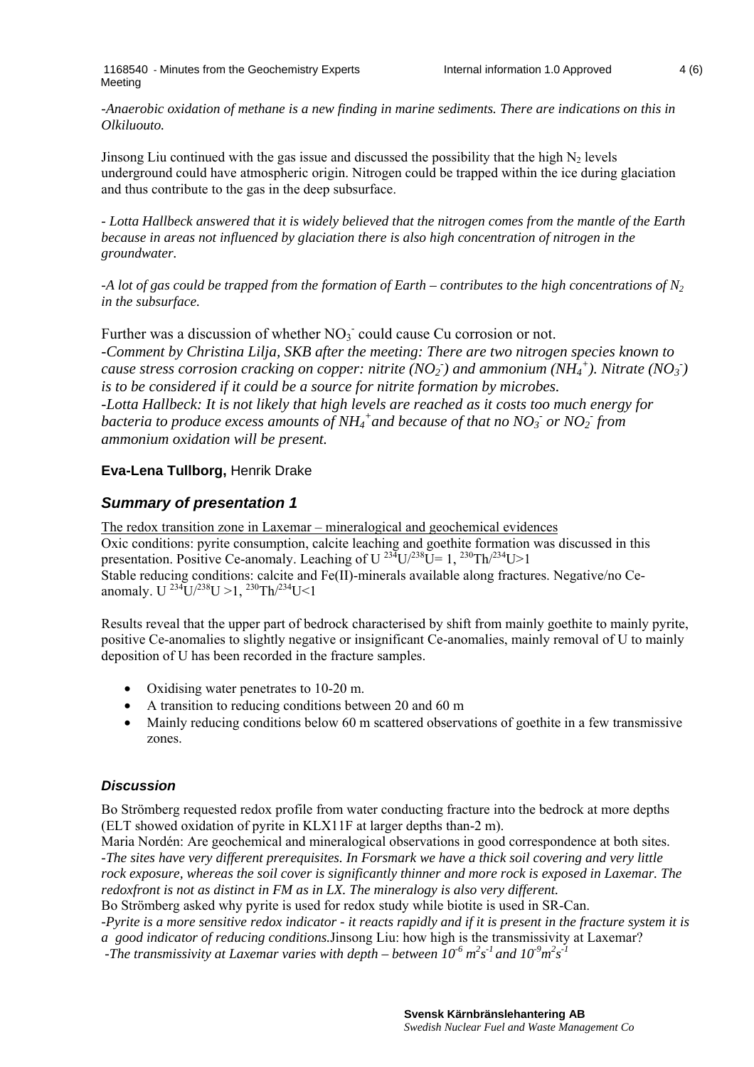*-Anaerobic oxidation of methane is a new finding in marine sediments. There are indications on this in Olkiluouto.*

Jinsong Liu continued with the gas issue and discussed the possibility that the high $N_2$ levels underground could have atmospheric origin. Nitrogen could be trapped within the ice during glaciation and thus contribute to the gas in the deep subsurface.

*- Lotta Hallbeck answered that it is widely believed that the nitrogen comes from the mantle of the Earth because in areas not influenced by glaciation there is also high concentration of nitrogen in the groundwater.*

*-A lot of gas could be trapped from the formation of Earth – contributes to the high concentrations of $N_2$ in the subsurface.*

Further was a discussion of whether $NO_3^-$ could cause Cu corrosion or not.
*-Comment by Christina Lilja, SKB after the meeting: There are two nitrogen species known to cause stress corrosion cracking on copper: nitrite ($NO_2^-$) and ammonium ($NH_4^+$). Nitrate ($NO_3^-$) is to be considered if it could be a source for nitrite formation by microbes.*
*-Lotta Hallbeck: It is not likely that high levels are reached as it costs too much energy for bacteria to produce excess amounts of $NH_4^+$ and because of that no $NO_3^-$ or $NO_2^-$ from ammonium oxidation will be present.*

**Eva-Lena Tullborg,** Henrik Drake

## *Summary of presentation 1*

The redox transition zone in Laxemar – mineralogical and geochemical evidences
Oxic conditions: pyrite consumption, calcite leaching and goethite formation was discussed in this presentation. Positive Ce-anomaly. Leaching of U $^{234}U/^{238}U = 1$, $^{230}Th/^{234}U > 1$
Stable reducing conditions: calcite and Fe(II)-minerals available along fractures. Negative/no Ce-anomaly. U $^{234}U/^{238}U > 1$, $^{230}Th/^{234}U < 1$

Results reveal that the upper part of bedrock characterised by shift from mainly goethite to mainly pyrite, positive Ce-anomalies to slightly negative or insignificant Ce-anomalies, mainly removal of U to mainly deposition of U has been recorded in the fracture samples.

- Oxidising water penetrates to 10-20 m.
- A transition to reducing conditions between 20 and 60 m
- Mainly reducing conditions below 60 m scattered observations of goethite in a few transmissive zones.

## *Discussion*

Bo Strömberg requested redox profile from water conducting fracture into the bedrock at more depths (ELT showed oxidation of pyrite in KLX11F at larger depths than-2 m).
Maria Nordén: Are geochemical and mineralogical observations in good correspondence at both sites.
*-The sites have very different prerequisites. In Forsmark we have a thick soil covering and very little rock exposure, whereas the soil cover is significantly thinner and more rock is exposed in Laxemar. The redoxfront is not as distinct in FM as in LX. The mineralogy is also very different.*
Bo Strömberg asked why pyrite is used for redox study while biotite is used in SR-Can.
*-Pyrite is a more sensitive redox indicator - it reacts rapidly and if it is present in the fracture system it is a good indicator of reducing conditions.*Jinsong Liu: how high is the transmissivity at Laxemar?
*-The transmissivity at Laxemar varies with depth – between $10^{-6}$ $m^2s^{-1}$ and $10^{-9}m^2s^{-1}$*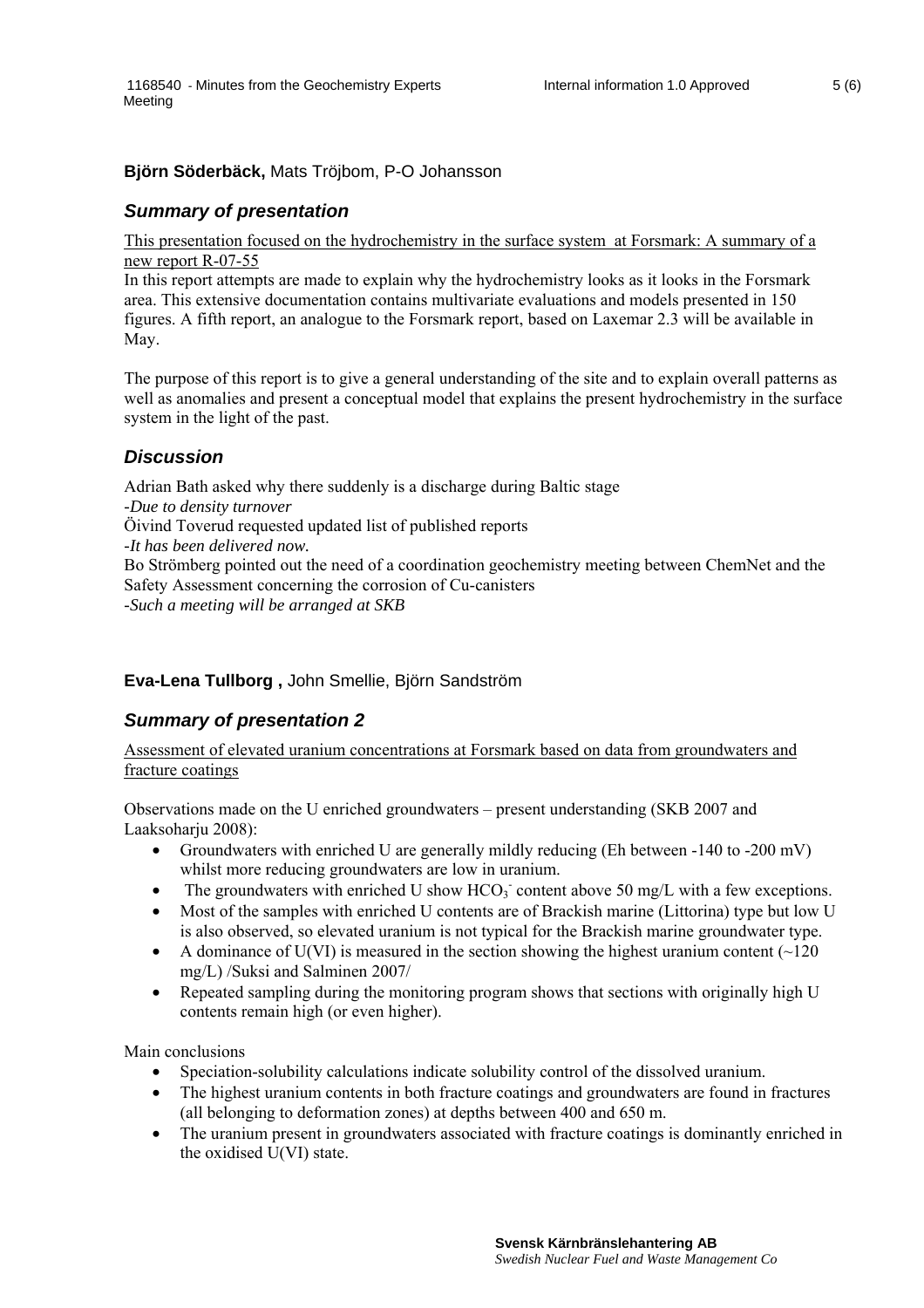**Björn Söderbäck,** Mats Tröjbom, P-O Johansson

### *Summary of presentation*

This presentation focused on the hydrochemistry in the surface system at Forsmark: A summary of a new report R-07-55

In this report attempts are made to explain why the hydrochemistry looks as it looks in the Forsmark area. This extensive documentation contains multivariate evaluations and models presented in 150 figures. A fifth report, an analogue to the Forsmark report, based on Laxemar 2.3 will be available in May.

The purpose of this report is to give a general understanding of the site and to explain overall patterns as well as anomalies and present a conceptual model that explains the present hydrochemistry in the surface system in the light of the past.

### *Discussion*

Adrian Bath asked why there suddenly is a discharge during Baltic stage

-*Due to density turnover*

Öivind Toverud requested updated list of published reports

-*It has been delivered now.*

Bo Strömberg pointed out the need of a coordination geochemistry meeting between ChemNet and the Safety Assessment concerning the corrosion of Cu-canisters

-*Such a meeting will be arranged at SKB*

**Eva-Lena Tullborg ,** John Smellie, Björn Sandström

### *Summary of presentation 2*

Assessment of elevated uranium concentrations at Forsmark based on data from groundwaters and fracture coatings

Observations made on the U enriched groundwaters – present understanding (SKB 2007 and Laaksoharju 2008):

- Groundwaters with enriched U are generally mildly reducing (Eh between -140 to -200 mV) whilst more reducing groundwaters are low in uranium.
- The groundwaters with enriched U show $HCO_3^-$ content above 50 mg/L with a few exceptions.
- Most of the samples with enriched U contents are of Brackish marine (Littorina) type but low U is also observed, so elevated uranium is not typical for the Brackish marine groundwater type.
- A dominance of U(VI) is measured in the section showing the highest uranium content (~120 mg/L) /Suksi and Salminen 2007/
- Repeated sampling during the monitoring program shows that sections with originally high U contents remain high (or even higher).

Main conclusions

- Speciation-solubility calculations indicate solubility control of the dissolved uranium.
- The highest uranium contents in both fracture coatings and groundwaters are found in fractures (all belonging to deformation zones) at depths between 400 and 650 m.
- The uranium present in groundwaters associated with fracture coatings is dominantly enriched in the oxidised U(VI) state.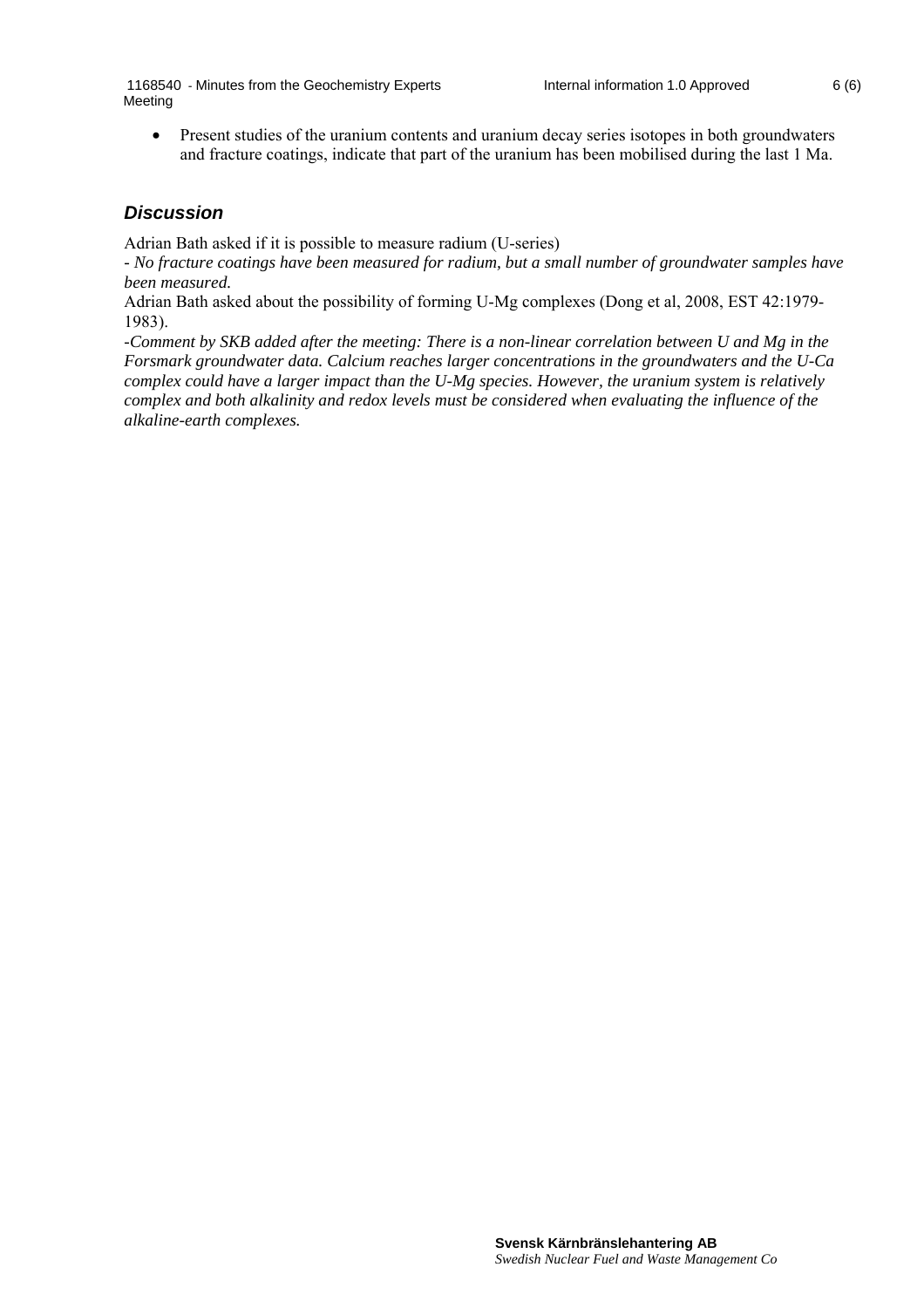- Present studies of the uranium contents and uranium decay series isotopes in both groundwaters and fracture coatings, indicate that part of the uranium has been mobilised during the last 1 Ma.

## Discussion

Adrian Bath asked if it is possible to measure radium (U-series)

*- No fracture coatings have been measured for radium, but a small number of groundwater samples have been measured.*

Adrian Bath asked about the possibility of forming U-Mg complexes (Dong et al, 2008, EST 42:1979-1983).

*-Comment by SKB added after the meeting: There is a non-linear correlation between U and Mg in the Forsmark groundwater data. Calcium reaches larger concentrations in the groundwaters and the U-Ca complex could have a larger impact than the U-Mg species. However, the uranium system is relatively complex and both alkalinity and redox levels must be considered when evaluating the influence of the alkaline-earth complexes.*

**Svensk Kärnbränslehantering AB**
*Swedish Nuclear Fuel and Waste Management Co*